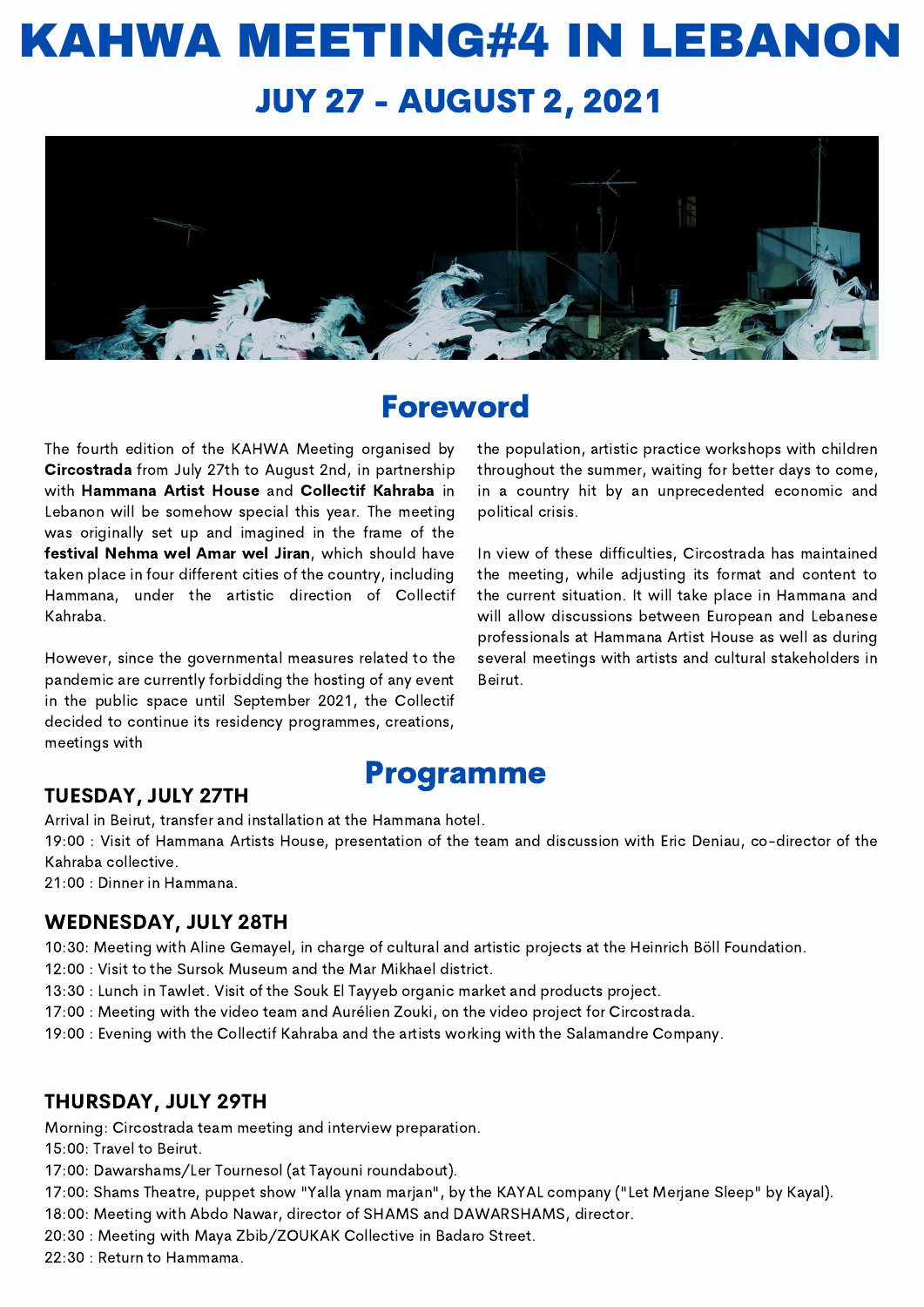# KAHWA MEETING#4 IN LEBANON

## JULY 27 - AUGUST 2, 2021

## Foreword

The fourth edition of the KAHWA Meeting organised by **Circostrada** from July 27th to August 2nd, in partnership with **Hammana Artist House** and **Collectif Kahraba** in Lebanon will be somehow special this year. The meeting was originally set up and imagined in the frame of the **festival Nehma wel Amar wel Jiran**, which should have taken place in four different cities of the country, including Hammana, under the artistic direction of Collectif Kahraba.

However, since the governmental measures related to the pandemic are currently forbidding the hosting of any event in the public space until September 2021, the Collectif decided to continue its residency programmes, creations, meetings with the population, artistic practice workshops with children throughout the summer, waiting for better days to come, in a country hit by an unprecedented economic and political crisis.

In view of these difficulties, Circostrada has maintained the meeting, while adjusting its format and content to the current situation. It will take place in Hammana and will allow discussions between European and Lebanese professionals at Hammana Artist House as well as during several meetings with artists and cultural stakeholders in Beirut.

## Programme

### TUESDAY, JULY 27TH

Arrival in Beirut, transfer and installation at the Hammana hotel.
19:00 : Visit of Hammana Artists House, presentation of the team and discussion with Eric Deniau, co-director of the Kahraba collective.
21:00 : Dinner in Hammana.

### WEDNESDAY, JULY 28TH

10:30: Meeting with Aline Gemayel, in charge of cultural and artistic projects at the Heinrich Böll Foundation.
12:00 : Visit to the Sursok Museum and the Mar Mikhael district.
13:30 : Lunch in Tawlet. Visit of the Souk El Tayyeb organic market and products project.
17:00 : Meeting with the video team and Aurélien Zouki, on the video project for Circostrada.
19:00 : Evening with the Collectif Kahraba and the artists working with the Salamandre Company.

### THURSDAY, JULY 29TH

Morning: Circostrada team meeting and interview preparation.
15:00: Travel to Beirut.
17:00: Dawarshams/Ler Tournesol (at Tayouni roundabout).
17:00: Shams Theatre, puppet show "Yalla ynam marjan", by the KAYAL company ("Let Merjane Sleep" by Kayal).
18:00: Meeting with Abdo Nawar, director of SHAMS and DAWARSHAMS, director.
20:30 : Meeting with Maya Zbib/ZOUKAK Collective in Badaro Street.
22:30 : Return to Hammama.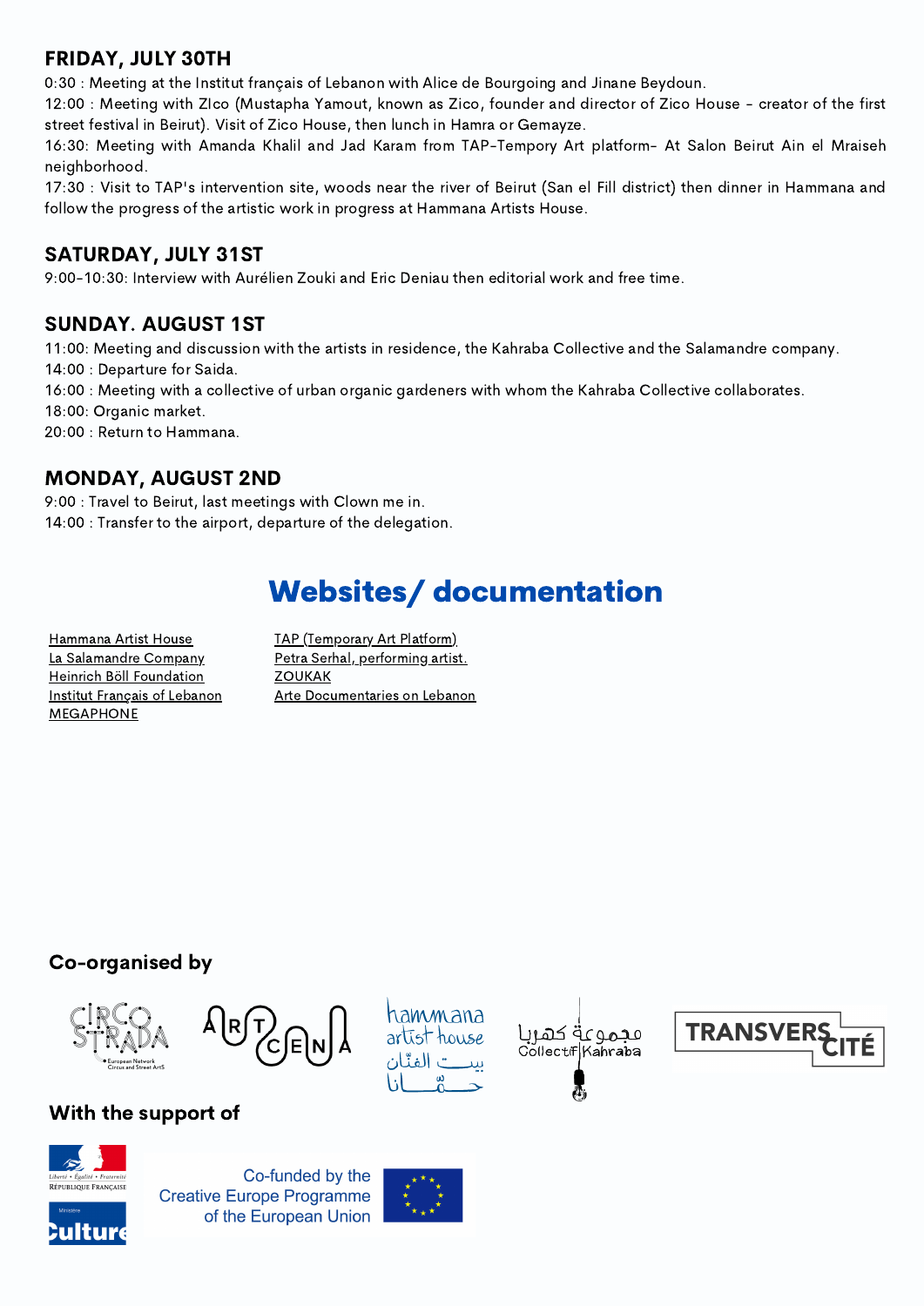## FRIDAY, JULY 30TH

0:30 : Meeting at the Institut français of Lebanon with Alice de Bourgoing and Jinane Beydoun.

12:00 : Meeting with ZIco (Mustapha Yamout, known as Zico, founder and director of Zico House - creator of the first street festival in Beirut). Visit of Zico House, then lunch in Hamra or Gemayze.

16:30: Meeting with Amanda Khalil and Jad Karam from TAP-Tempory Art platform- At Salon Beirut Ain el Mraiseh neighborhood.

17:30 : Visit to TAP's intervention site, woods near the river of Beirut (San el Fill district) then dinner in Hammana and follow the progress of the artistic work in progress at Hammana Artists House.

## SATURDAY, JULY 31ST

9:00-10:30: Interview with Aurélien Zouki and Eric Deniau then editorial work and free time.

## SUNDAY. AUGUST 1ST

11:00: Meeting and discussion with the artists in residence, the Kahraba Collective and the Salamandre company.

14:00 : Departure for Saida.

16:00 : Meeting with a collective of urban organic gardeners with whom the Kahraba Collective collaborates.

18:00: Organic market.

20:00 : Return to Hammana.

## MONDAY, AUGUST 2ND

9:00 : Travel to Beirut, last meetings with Clown me in.

14:00 : Transfer to the airport, departure of the delegation.

# Websites/ documentation

Hammana Artist House
La Salamandre Company
Heinrich Böll Foundation
Institut Français of Lebanon
MEGAPHONE

TAP (Temporary Art Platform)
Petra Serhal, performing artist.
ZOUKAK
Arte Documentaries on Lebanon

**Co-organised by**

CIRCOSTRADA European Network Circus and Street Arts
ARTCENA
hammana artist house بيت الفنّان حمّانا
مجموعة كهربا Collectif Kahraba
TRANSVERSCITÉ

**With the support of**

Liberté • Égalité • Fraternité
République Française
Ministère Culture

Co-funded by the Creative Europe Programme of the European Union